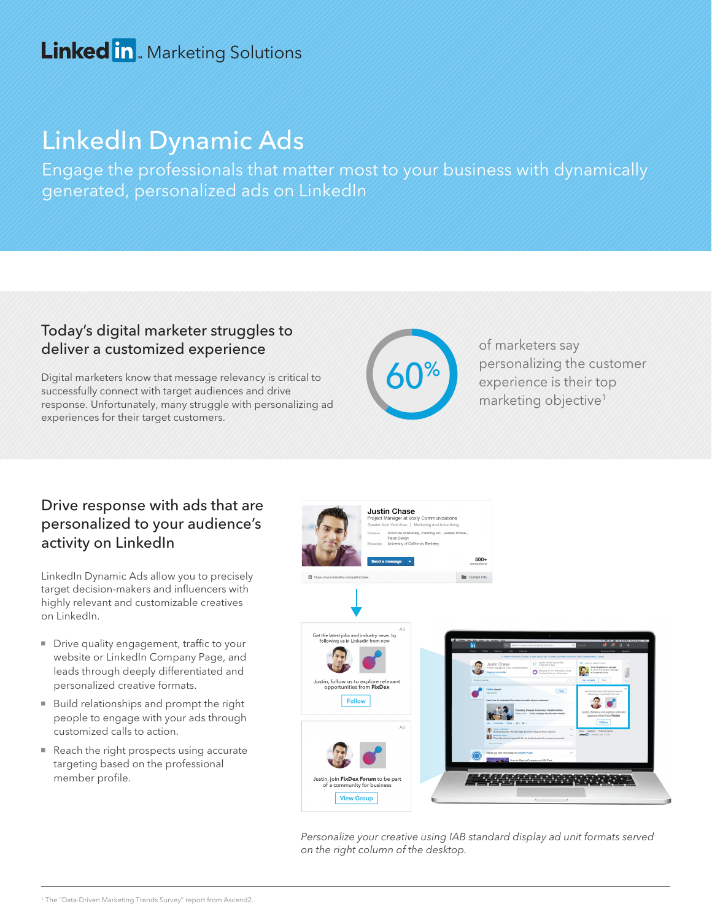LinkedIn Marketing Solutions

# LinkedIn Dynamic Ads

Engage the professionals that matter most to your business with dynamically generated, personalized ads on LinkedIn

## Today's digital marketer struggles to deliver a customized experience

Digital marketers know that message relevancy is critical to successfully connect with target audiences and drive response. Unfortunately, many struggle with personalizing ad experiences for their target customers.

**60%** of marketers say personalizing the customer experience is their top marketing objective[1]

## Drive response with ads that are personalized to your audience's activity on LinkedIn

LinkedIn Dynamic Ads allow you to precisely target decision-makers and influencers with highly relevant and customizable creatives on LinkedIn.

- Drive quality engagement, traffic to your website or LinkedIn Company Page, and leads through deeply differentiated and personalized creative formats.
- Build relationships and prompt the right people to engage with your ads through customized calls to action.
- Reach the right prospects using accurate targeting based on the professional member profile.

*Personalize your creative using IAB standard display ad unit formats served on the right column of the desktop.*

---

[1] The "Data-Driven Marketing Trends Survey" report from Ascend2.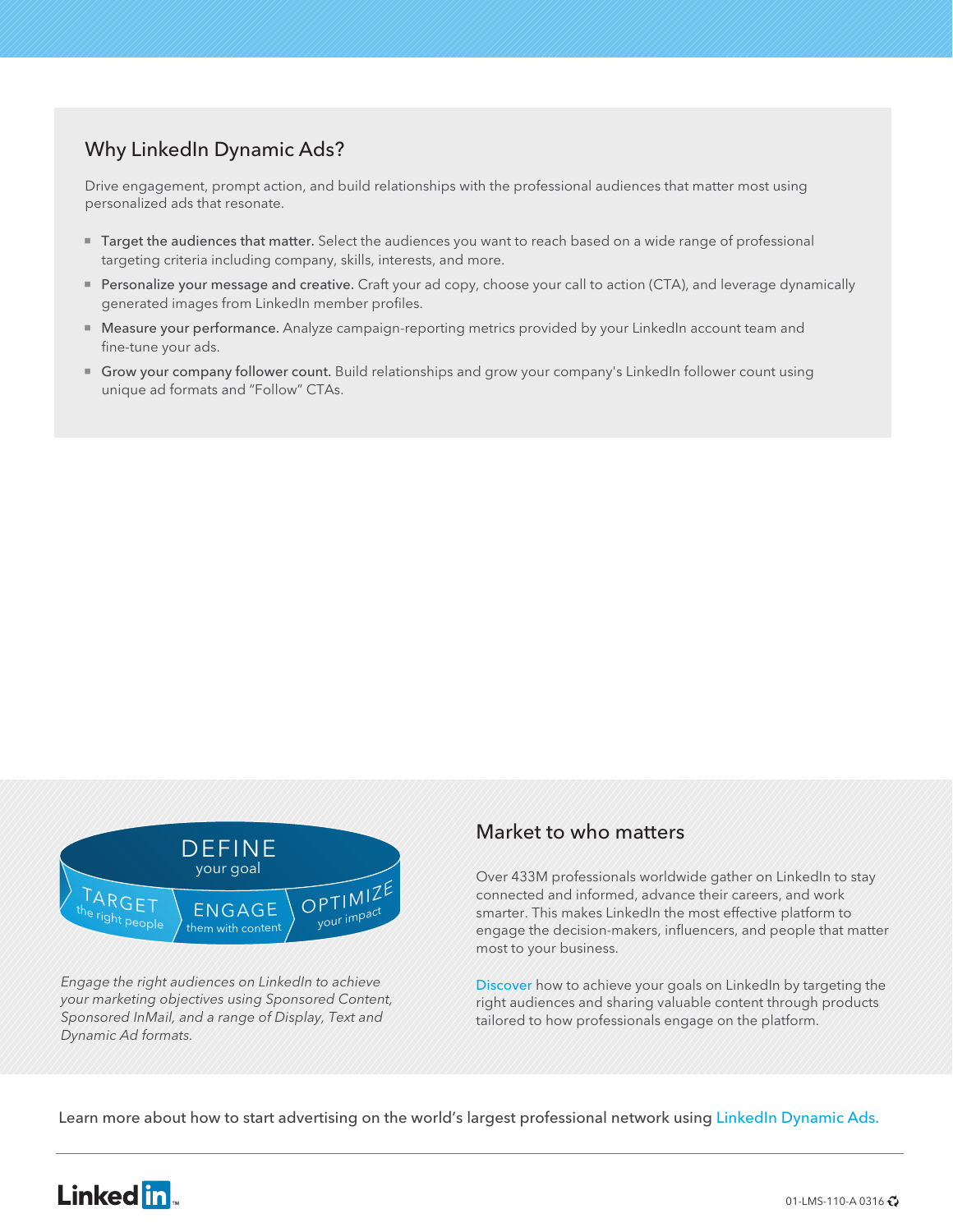## Why LinkedIn Dynamic Ads?

Drive engagement, prompt action, and build relationships with the professional audiences that matter most using personalized ads that resonate.

- **Target the audiences that matter.** Select the audiences you want to reach based on a wide range of professional targeting criteria including company, skills, interests, and more.
- **Personalize your message and creative.** Craft your ad copy, choose your call to action (CTA), and leverage dynamically generated images from LinkedIn member profiles.
- **Measure your performance.** Analyze campaign-reporting metrics provided by your LinkedIn account team and fine-tune your ads.
- **Grow your company follower count.** Build relationships and grow your company's LinkedIn follower count using unique ad formats and "Follow" CTAs.

DEFINE
your goal

TARGET
the right people

ENGAGE
them with content

OPTIMIZE
your impact

*Engage the right audiences on LinkedIn to achieve your marketing objectives using Sponsored Content, Sponsored InMail, and a range of Display, Text and Dynamic Ad formats.*

## Market to who matters

Over 433M professionals worldwide gather on LinkedIn to stay connected and informed, advance their careers, and work smarter. This makes LinkedIn the most effective platform to engage the decision-makers, influencers, and people that matter most to your business.

Discover how to achieve your goals on LinkedIn by targeting the right audiences and sharing valuable content through products tailored to how professionals engage on the platform.

Learn more about how to start advertising on the world's largest professional network using LinkedIn Dynamic Ads.

LinkedIn

01-LMS-110-A 0316